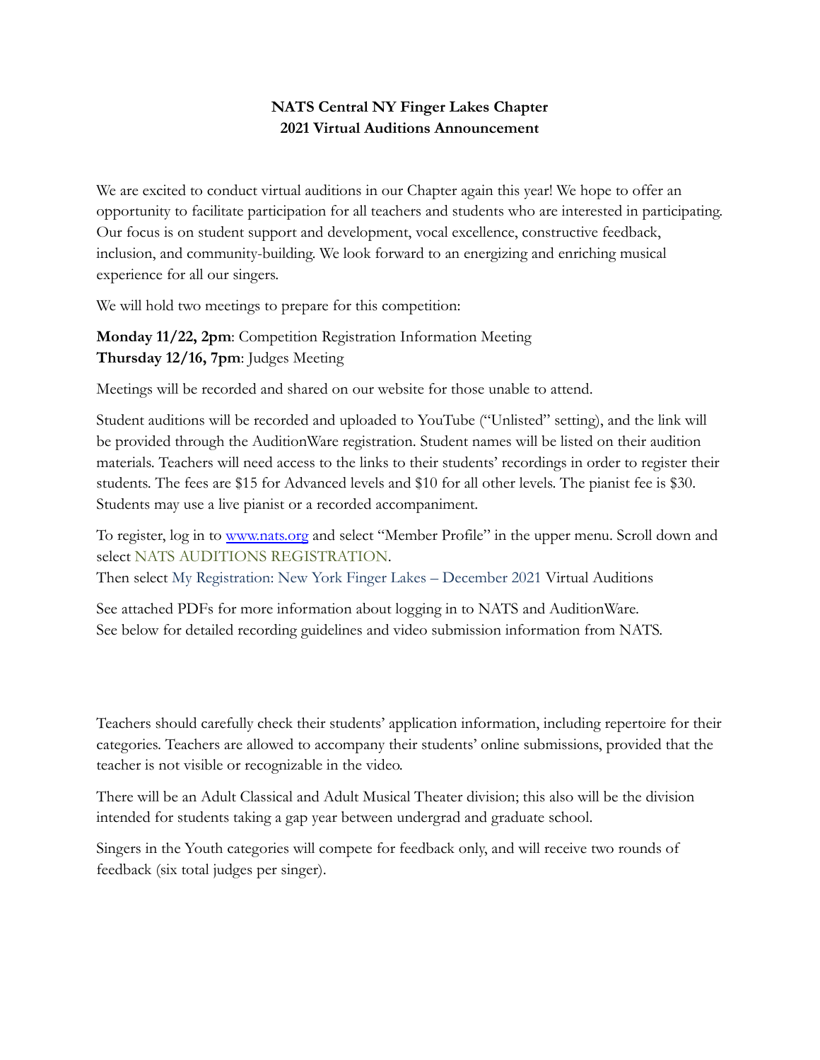**NATS Central NY Finger Lakes Chapter**
**2021 Virtual Auditions Announcement**

We are excited to conduct virtual auditions in our Chapter again this year! We hope to offer an opportunity to facilitate participation for all teachers and students who are interested in participating. Our focus is on student support and development, vocal excellence, constructive feedback, inclusion, and community-building. We look forward to an energizing and enriching musical experience for all our singers.

We will hold two meetings to prepare for this competition:

**Monday 11/22, 2pm**: Competition Registration Information Meeting
**Thursday 12/16, 7pm**: Judges Meeting

Meetings will be recorded and shared on our website for those unable to attend.

Student auditions will be recorded and uploaded to YouTube ("Unlisted" setting), and the link will be provided through the AuditionWare registration. Student names will be listed on their audition materials. Teachers will need access to the links to their students' recordings in order to register their students. The fees are $15 for Advanced levels and $10 for all other levels. The pianist fee is $30. Students may use a live pianist or a recorded accompaniment.

To register, log in to www.nats.org and select "Member Profile" in the upper menu. Scroll down and select NATS AUDITIONS REGISTRATION.
Then select My Registration: New York Finger Lakes – December 2021 Virtual Auditions

See attached PDFs for more information about logging in to NATS and AuditionWare.
See below for detailed recording guidelines and video submission information from NATS.

Teachers should carefully check their students' application information, including repertoire for their categories. Teachers are allowed to accompany their students' online submissions, provided that the teacher is not visible or recognizable in the video.

There will be an Adult Classical and Adult Musical Theater division; this also will be the division intended for students taking a gap year between undergrad and graduate school.

Singers in the Youth categories will compete for feedback only, and will receive two rounds of feedback (six total judges per singer).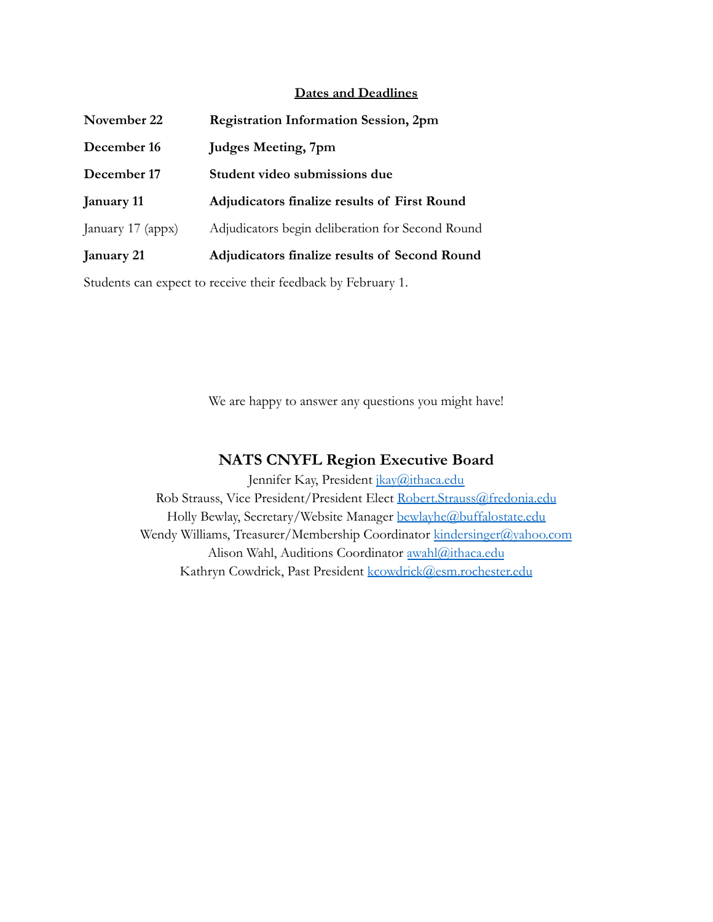## Dates and Deadlines

**November 22** **Registration Information Session, 2pm**

**December 16** **Judges Meeting, 7pm**

**December 17** **Student video submissions due**

**January 11** **Adjudicators finalize results of First Round**

January 17 (appx) Adjudicators begin deliberation for Second Round

**January 21** **Adjudicators finalize results of Second Round**

Students can expect to receive their feedback by February 1.

We are happy to answer any questions you might have!

## NATS CNYFL Region Executive Board

Jennifer Kay, President jkay@ithaca.edu
Rob Strauss, Vice President/President Elect Robert.Strauss@fredonia.edu
Holly Bewlay, Secretary/Website Manager bewlayhe@buffalostate.edu
Wendy Williams, Treasurer/Membership Coordinator kindersinger@yahoo.com
Alison Wahl, Auditions Coordinator awahl@ithaca.edu
Kathryn Cowdrick, Past President kcowdrick@esm.rochester.edu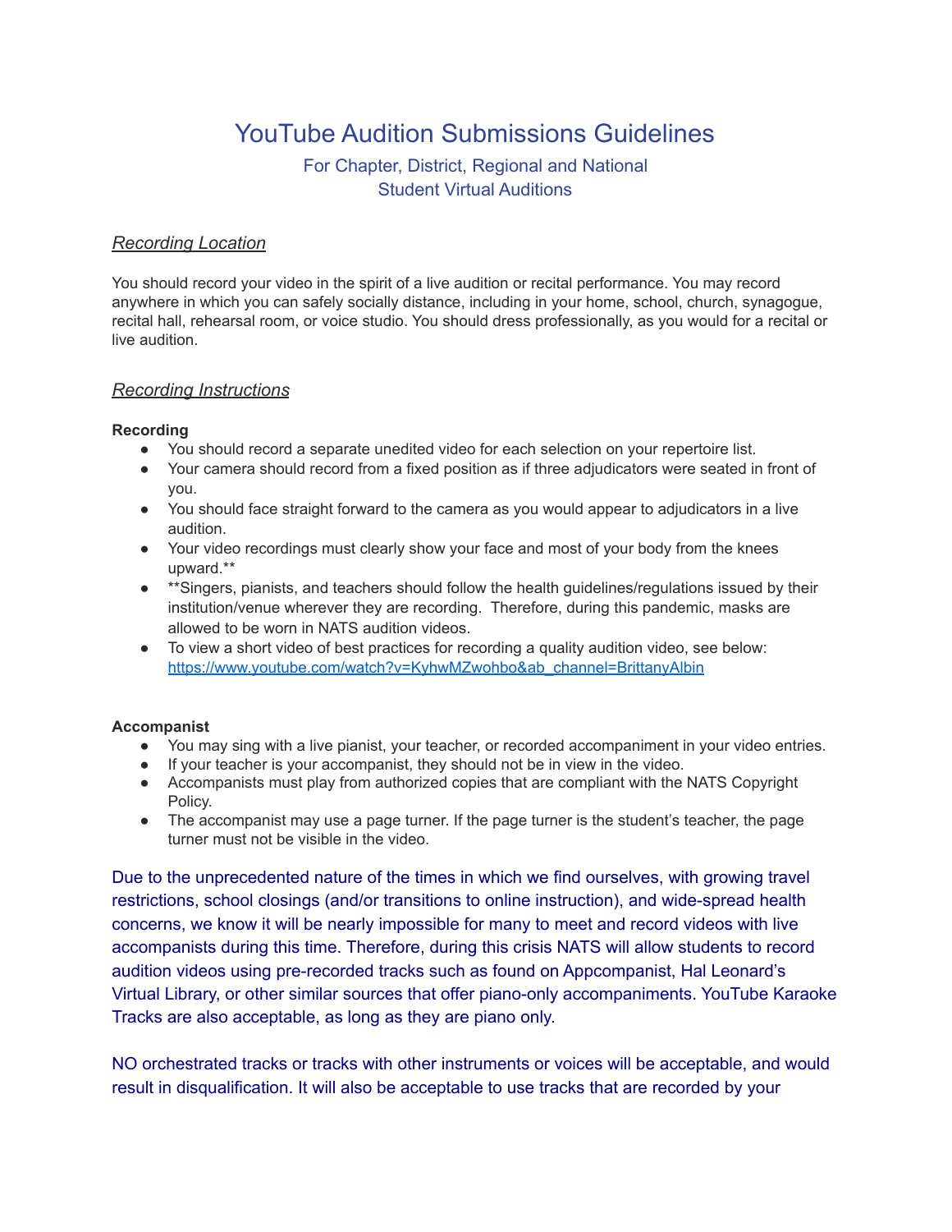# YouTube Audition Submissions Guidelines

## For Chapter, District, Regional and National Student Virtual Auditions

### *Recording Location*

You should record your video in the spirit of a live audition or recital performance. You may record anywhere in which you can safely socially distance, including in your home, school, church, synagogue, recital hall, rehearsal room, or voice studio. You should dress professionally, as you would for a recital or live audition.

### *Recording Instructions*

**Recording**

- You should record a separate unedited video for each selection on your repertoire list.
- Your camera should record from a fixed position as if three adjudicators were seated in front of you.
- You should face straight forward to the camera as you would appear to adjudicators in a live audition.
- Your video recordings must clearly show your face and most of your body from the knees upward.**
- **Singers, pianists, and teachers should follow the health guidelines/regulations issued by their institution/venue wherever they are recording. Therefore, during this pandemic, masks are allowed to be worn in NATS audition videos.
- To view a short video of best practices for recording a quality audition video, see below: https://www.youtube.com/watch?v=KyhwMZwohbo&ab_channel=BrittanyAlbin

**Accompanist**

- You may sing with a live pianist, your teacher, or recorded accompaniment in your video entries.
- If your teacher is your accompanist, they should not be in view in the video.
- Accompanists must play from authorized copies that are compliant with the NATS Copyright Policy.
- The accompanist may use a page turner. If the page turner is the student's teacher, the page turner must not be visible in the video.

Due to the unprecedented nature of the times in which we find ourselves, with growing travel restrictions, school closings (and/or transitions to online instruction), and wide-spread health concerns, we know it will be nearly impossible for many to meet and record videos with live accompanists during this time. Therefore, during this crisis NATS will allow students to record audition videos using pre-recorded tracks such as found on Appcompanist, Hal Leonard's Virtual Library, or other similar sources that offer piano-only accompaniments. YouTube Karaoke Tracks are also acceptable, as long as they are piano only.

NO orchestrated tracks or tracks with other instruments or voices will be acceptable, and would result in disqualification. It will also be acceptable to use tracks that are recorded by your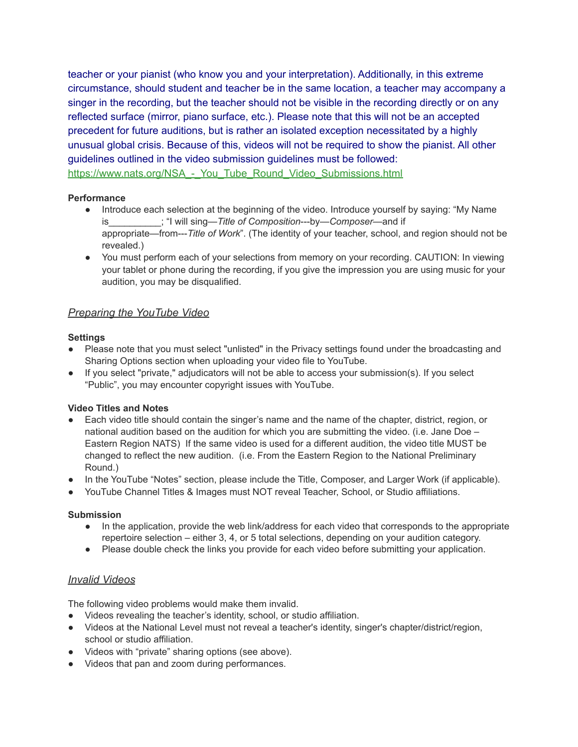teacher or your pianist (who know you and your interpretation). Additionally, in this extreme circumstance, should student and teacher be in the same location, a teacher may accompany a singer in the recording, but the teacher should not be visible in the recording directly or on any reflected surface (mirror, piano surface, etc.). Please note that this will not be an accepted precedent for future auditions, but is rather an isolated exception necessitated by a highly unusual global crisis. Because of this, videos will not be required to show the pianist. All other guidelines outlined in the video submission guidelines must be followed: [https://www.nats.org/NSA_-_You_Tube_Round_Video_Submissions.html](https://www.nats.org/NSA_-_You_Tube_Round_Video_Submissions.html)

**Performance**

- Introduce each selection at the beginning of the video. Introduce yourself by saying: "My Name is__________; "I will sing—*Title of Composition*---by—*Composer*—and if appropriate—from---*Title of Work*". (The identity of your teacher, school, and region should not be revealed.)
- You must perform each of your selections from memory on your recording. CAUTION: In viewing your tablet or phone during the recording, if you give the impression you are using music for your audition, you may be disqualified.

## *Preparing the YouTube Video*

**Settings**

- Please note that you must select "unlisted" in the Privacy settings found under the broadcasting and Sharing Options section when uploading your video file to YouTube.
- If you select "private," adjudicators will not be able to access your submission(s). If you select "Public", you may encounter copyright issues with YouTube.

**Video Titles and Notes**

- Each video title should contain the singer's name and the name of the chapter, district, region, or national audition based on the audition for which you are submitting the video. (i.e. Jane Doe – Eastern Region NATS) If the same video is used for a different audition, the video title MUST be changed to reflect the new audition. (i.e. From the Eastern Region to the National Preliminary Round.)
- In the YouTube "Notes" section, please include the Title, Composer, and Larger Work (if applicable).
- YouTube Channel Titles & Images must NOT reveal Teacher, School, or Studio affiliations.

**Submission**

- In the application, provide the web link/address for each video that corresponds to the appropriate repertoire selection – either 3, 4, or 5 total selections, depending on your audition category.
- Please double check the links you provide for each video before submitting your application.

## *Invalid Videos*

The following video problems would make them invalid.

- Videos revealing the teacher's identity, school, or studio affiliation.
- Videos at the National Level must not reveal a teacher's identity, singer's chapter/district/region, school or studio affiliation.
- Videos with "private" sharing options (see above).
- Videos that pan and zoom during performances.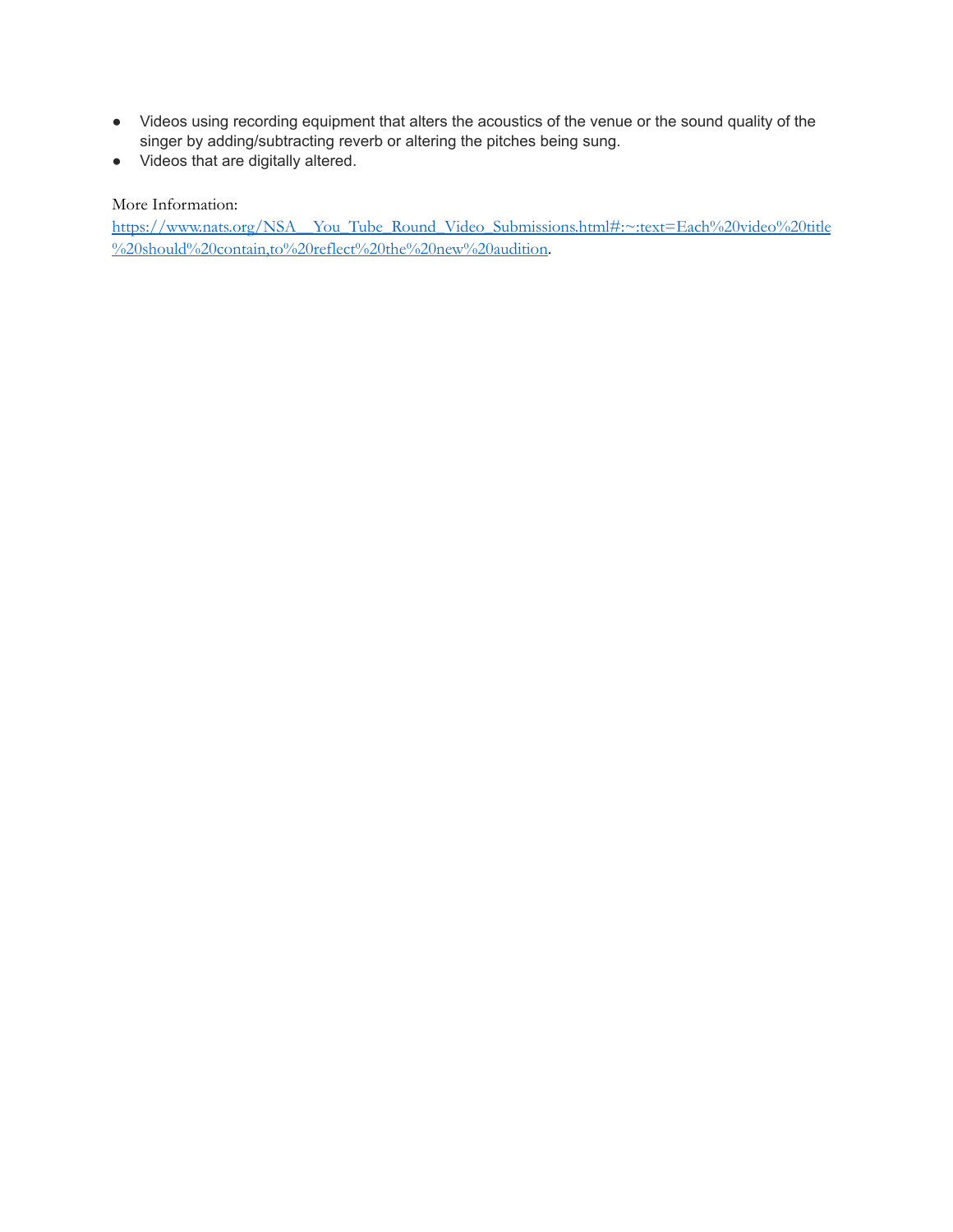- Videos using recording equipment that alters the acoustics of the venue or the sound quality of the singer by adding/subtracting reverb or altering the pitches being sung.
- Videos that are digitally altered.

More Information:
[https://www.nats.org/NSA__You_Tube_Round_Video_Submissions.html#:~:text=Each%20video%20title%20should%20contain,to%20reflect%20the%20new%20audition](https://www.nats.org/NSA__You_Tube_Round_Video_Submissions.html#:~:text=Each%20video%20title%20should%20contain,to%20reflect%20the%20new%20audition).